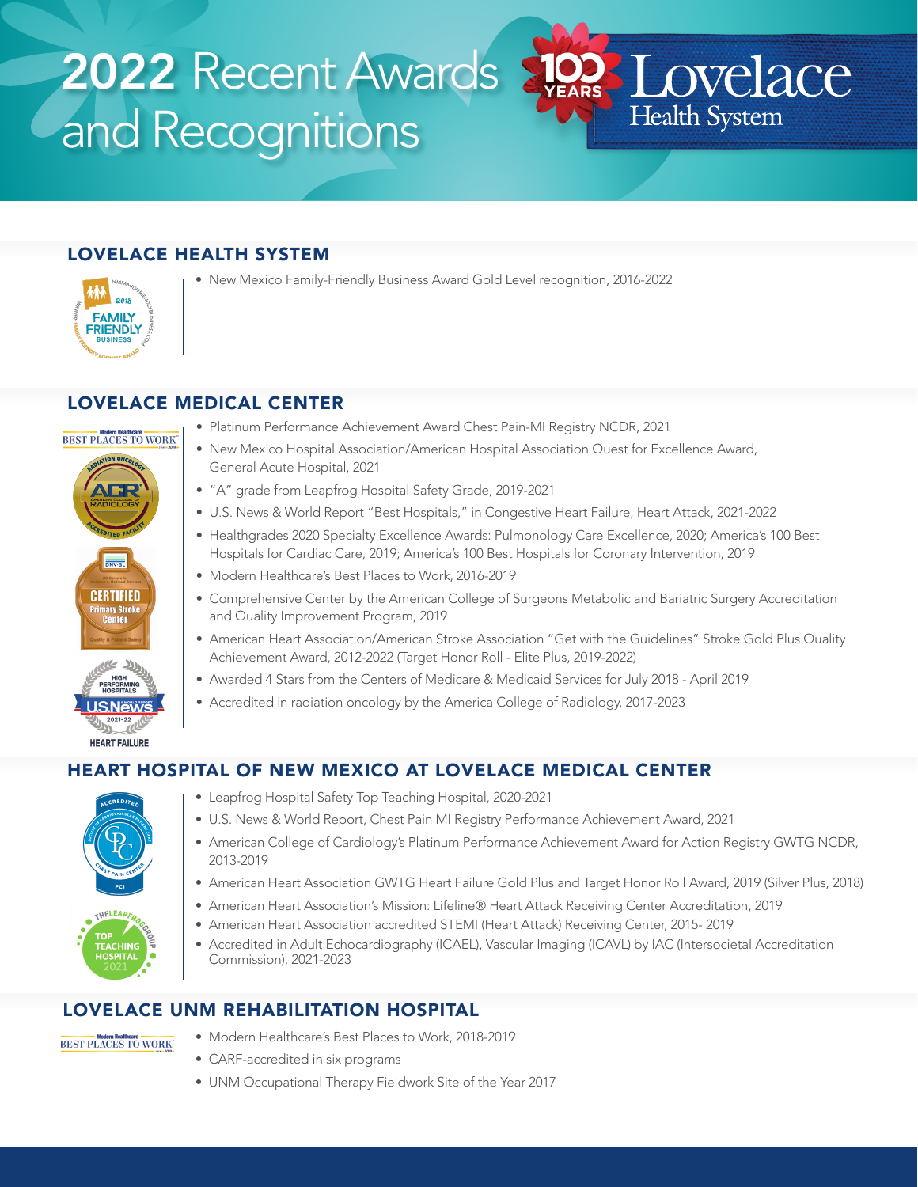# 2022 Recent Awards and Recognitions

Lovelace Health System — 100 Years

## LOVELACE HEALTH SYSTEM

- New Mexico Family-Friendly Business Award Gold Level recognition, 2016-2022

## LOVELACE MEDICAL CENTER

- Platinum Performance Achievement Award Chest Pain-MI Registry NCDR, 2021
- New Mexico Hospital Association/American Hospital Association Quest for Excellence Award, General Acute Hospital, 2021
- "A" grade from Leapfrog Hospital Safety Grade, 2019-2021
- U.S. News & World Report "Best Hospitals," in Congestive Heart Failure, Heart Attack, 2021-2022
- Healthgrades 2020 Specialty Excellence Awards: Pulmonology Care Excellence, 2020; America's 100 Best Hospitals for Cardiac Care, 2019; America's 100 Best Hospitals for Coronary Intervention, 2019
- Modern Healthcare's Best Places to Work, 2016-2019
- Comprehensive Center by the American College of Surgeons Metabolic and Bariatric Surgery Accreditation and Quality Improvement Program, 2019
- American Heart Association/American Stroke Association "Get with the Guidelines" Stroke Gold Plus Quality Achievement Award, 2012-2022 (Target Honor Roll - Elite Plus, 2019-2022)
- Awarded 4 Stars from the Centers of Medicare & Medicaid Services for July 2018 - April 2019
- Accredited in radiation oncology by the America College of Radiology, 2017-2023

## HEART HOSPITAL OF NEW MEXICO AT LOVELACE MEDICAL CENTER

- Leapfrog Hospital Safety Top Teaching Hospital, 2020-2021
- U.S. News & World Report, Chest Pain MI Registry Performance Achievement Award, 2021
- American College of Cardiology's Platinum Performance Achievement Award for Action Registry GWTG NCDR, 2013-2019
- American Heart Association GWTG Heart Failure Gold Plus and Target Honor Roll Award, 2019 (Silver Plus, 2018)
- American Heart Association's Mission: Lifeline® Heart Attack Receiving Center Accreditation, 2019
- American Heart Association accredited STEMI (Heart Attack) Receiving Center, 2015- 2019
- Accredited in Adult Echocardiography (ICAEL), Vascular Imaging (ICAVL) by IAC (Intersocietal Accreditation Commission), 2021-2023

## LOVELACE UNM REHABILITATION HOSPITAL

- Modern Healthcare's Best Places to Work, 2018-2019
- CARF-accredited in six programs
- UNM Occupational Therapy Fieldwork Site of the Year 2017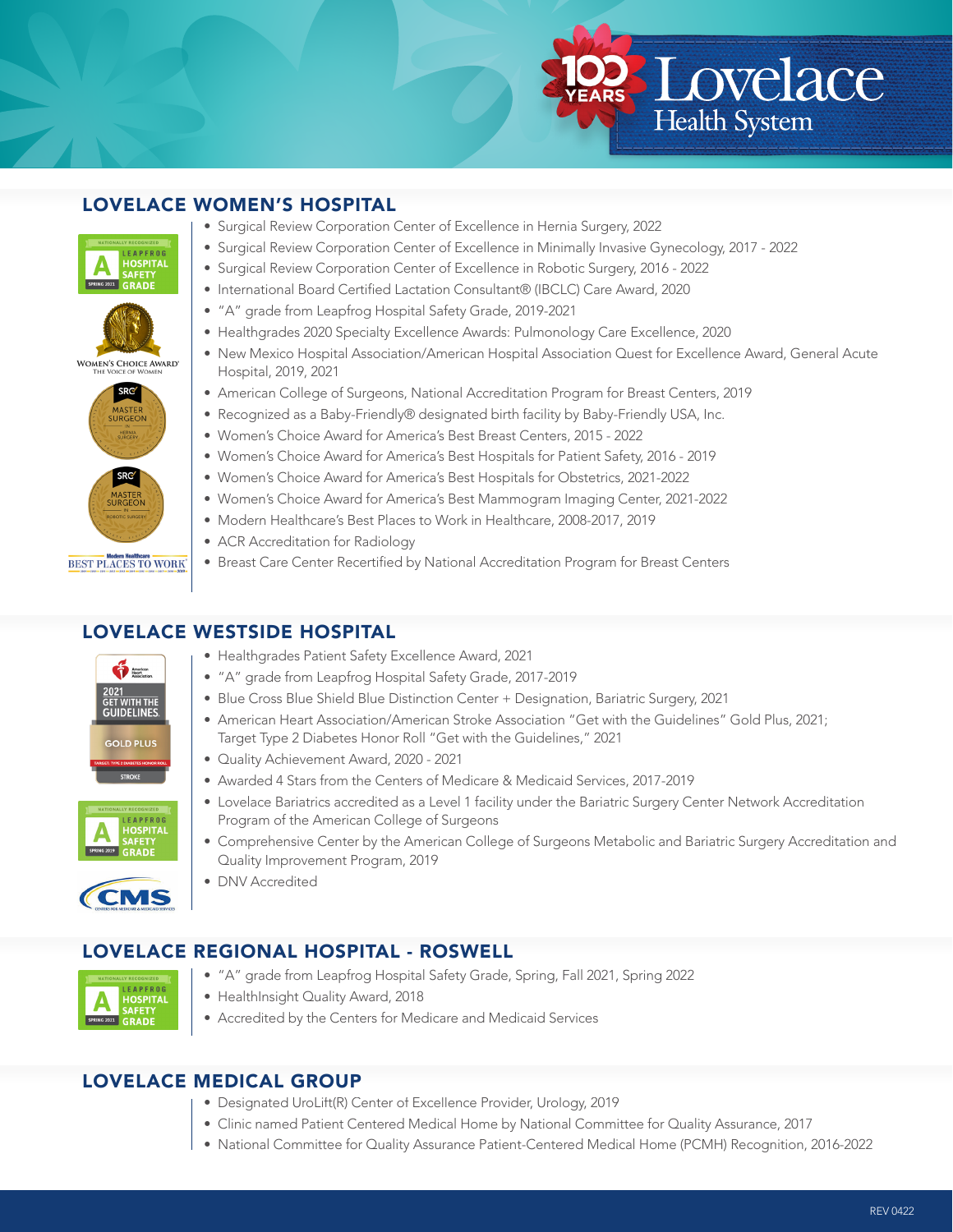## LOVELACE WOMEN'S HOSPITAL

- Surgical Review Corporation Center of Excellence in Hernia Surgery, 2022
- Surgical Review Corporation Center of Excellence in Minimally Invasive Gynecology, 2017 - 2022
- Surgical Review Corporation Center of Excellence in Robotic Surgery, 2016 - 2022
- International Board Certified Lactation Consultant® (IBCLC) Care Award, 2020
- "A" grade from Leapfrog Hospital Safety Grade, 2019-2021
- Healthgrades 2020 Specialty Excellence Awards: Pulmonology Care Excellence, 2020
- New Mexico Hospital Association/American Hospital Association Quest for Excellence Award, General Acute Hospital, 2019, 2021
- American College of Surgeons, National Accreditation Program for Breast Centers, 2019
- Recognized as a Baby-Friendly® designated birth facility by Baby-Friendly USA, Inc.
- Women's Choice Award for America's Best Breast Centers, 2015 - 2022
- Women's Choice Award for America's Best Hospitals for Patient Safety, 2016 - 2019
- Women's Choice Award for America's Best Hospitals for Obstetrics, 2021-2022
- Women's Choice Award for America's Best Mammogram Imaging Center, 2021-2022
- Modern Healthcare's Best Places to Work in Healthcare, 2008-2017, 2019
- ACR Accreditation for Radiology
- Breast Care Center Recertified by National Accreditation Program for Breast Centers

## LOVELACE WESTSIDE HOSPITAL

- Healthgrades Patient Safety Excellence Award, 2021
- "A" grade from Leapfrog Hospital Safety Grade, 2017-2019
- Blue Cross Blue Shield Blue Distinction Center + Designation, Bariatric Surgery, 2021
- American Heart Association/American Stroke Association "Get with the Guidelines" Gold Plus, 2021; Target Type 2 Diabetes Honor Roll "Get with the Guidelines," 2021
- Quality Achievement Award, 2020 - 2021
- Awarded 4 Stars from the Centers of Medicare & Medicaid Services, 2017-2019
- Lovelace Bariatrics accredited as a Level 1 facility under the Bariatric Surgery Center Network Accreditation Program of the American College of Surgeons
- Comprehensive Center by the American College of Surgeons Metabolic and Bariatric Surgery Accreditation and Quality Improvement Program, 2019
- DNV Accredited

## LOVELACE REGIONAL HOSPITAL - ROSWELL

- "A" grade from Leapfrog Hospital Safety Grade, Spring, Fall 2021, Spring 2022
- HealthInsight Quality Award, 2018
- Accredited by the Centers for Medicare and Medicaid Services

## LOVELACE MEDICAL GROUP

- Designated UroLift(R) Center of Excellence Provider, Urology, 2019
- Clinic named Patient Centered Medical Home by National Committee for Quality Assurance, 2017
- National Committee for Quality Assurance Patient-Centered Medical Home (PCMH) Recognition, 2016-2022

REV 0422